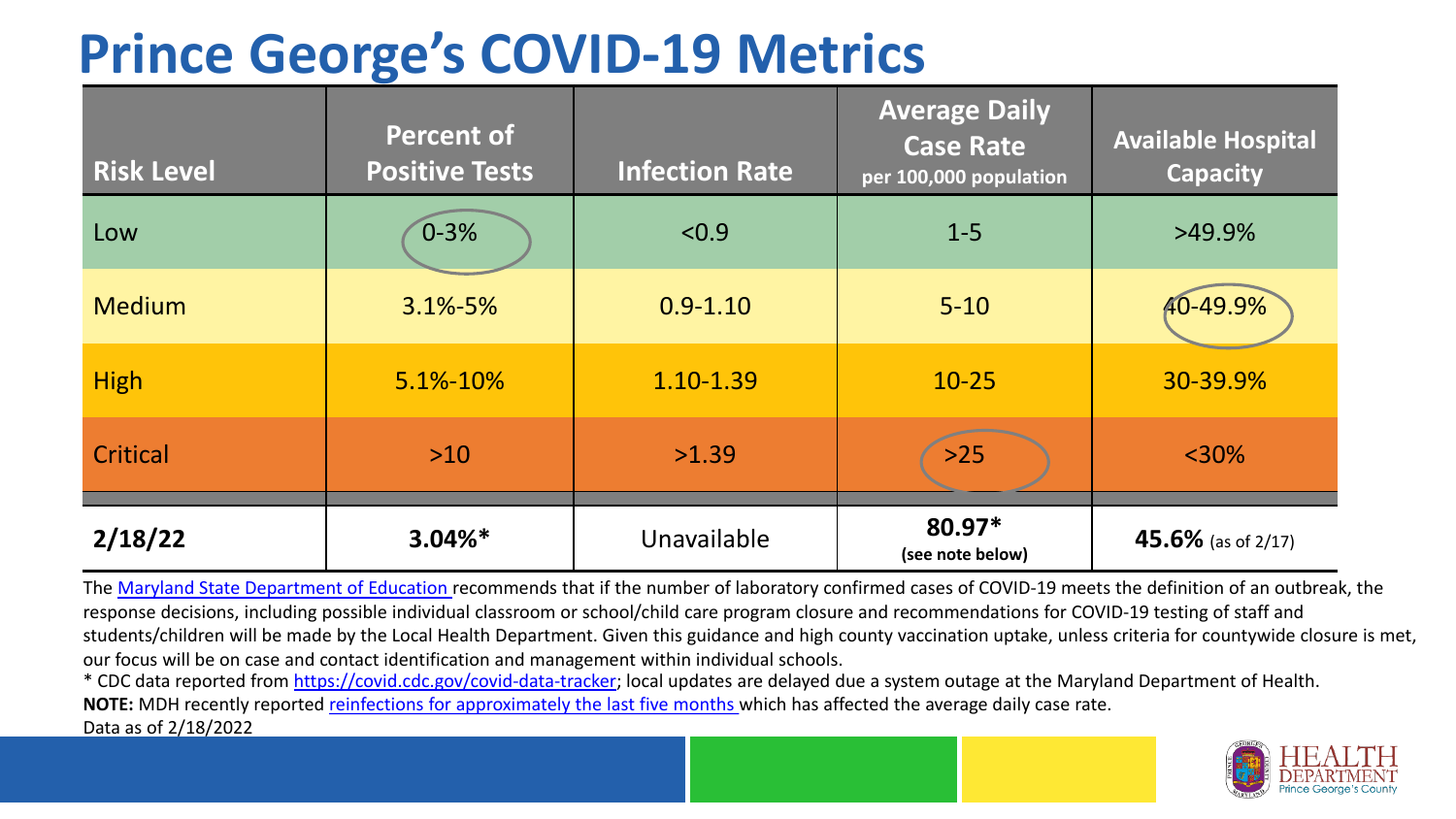# Prince George's COVID-19 Metrics

| Risk Level | Percent of Positive Tests | Infection Rate | Average Daily Case Rate per 100,000 population | Available Hospital Capacity |
|---|---|---|---|---|
| Low | 0-3% | <0.9 | 1-5 | >49.9% |
| Medium | 3.1%-5% | 0.9-1.10 | 5-10 | 40-49.9% |
| High | 5.1%-10% | 1.10-1.39 | 10-25 | 30-39.9% |
| Critical | >10 | >1.39 | >25 | <30% |
| **2/18/22** | **3.04%*** | Unavailable | **80.97*** **(see note below)** | **45.6%** (as of 2/17) |

The Maryland State Department of Education recommends that if the number of laboratory confirmed cases of COVID-19 meets the definition of an outbreak, the response decisions, including possible individual classroom or school/child care program closure and recommendations for COVID-19 testing of staff and students/children will be made by the Local Health Department. Given this guidance and high county vaccination uptake, unless criteria for countywide closure is met, our focus will be on case and contact identification and management within individual schools.

* CDC data reported from https://covid.cdc.gov/covid-data-tracker; local updates are delayed due a system outage at the Maryland Department of Health.

**NOTE:** MDH recently reported reinfections for approximately the last five months which has affected the average daily case rate.

Data as of 2/18/2022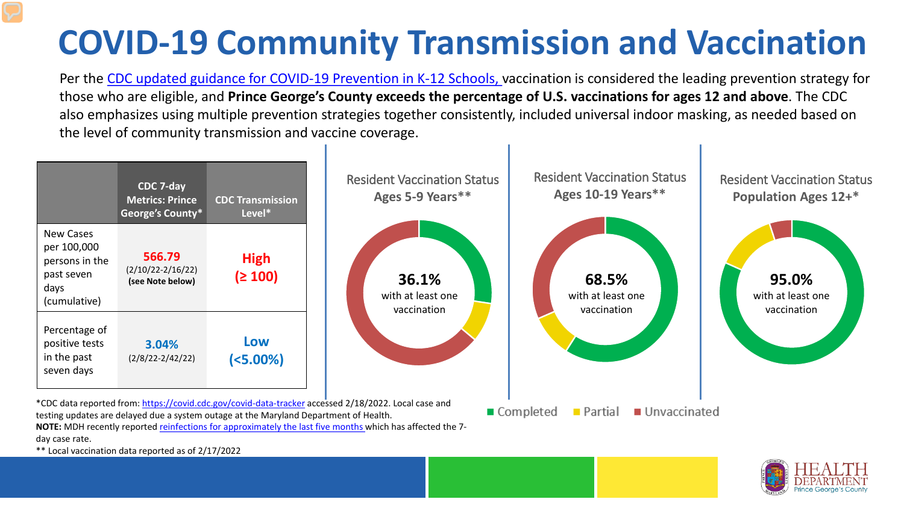# COVID-19 Community Transmission and Vaccination

Per the CDC updated guidance for COVID-19 Prevention in K-12 Schools, vaccination is considered the leading prevention strategy for those who are eligible, and **Prince George's County exceeds the percentage of U.S. vaccinations for ages 12 and above**. The CDC also emphasizes using multiple prevention strategies together consistently, included universal indoor masking, as needed based on the level of community transmission and vaccine coverage.

| | CDC 7-day Metrics: Prince George's County* | CDC Transmission Level* |
|---|---|---|
| New Cases per 100,000 persons in the past seven days (cumulative) | **566.79** (2/10/22-2/16/22) **(see Note below)** | **High (≥ 100)** |
| Percentage of positive tests in the past seven days | **3.04%** (2/8/22-2/42/22) | **Low (<5.00%)** |

Resident Vaccination Status Ages 5-9 Years**

**36.1%** with at least one vaccination

Resident Vaccination Status Ages 10-19 Years**

**68.5%** with at least one vaccination

Resident Vaccination Status Population Ages 12+*

**95.0%** with at least one vaccination

■ Completed ■ Partial ■ Unvaccinated

*CDC data reported from: https://covid.cdc.gov/covid-data-tracker accessed 2/18/2022. Local case and testing updates are delayed due a system outage at the Maryland Department of Health.

**NOTE:** MDH recently reported reinfections for approximately the last five months which has affected the 7-day case rate.

** Local vaccination data reported as of 2/17/2022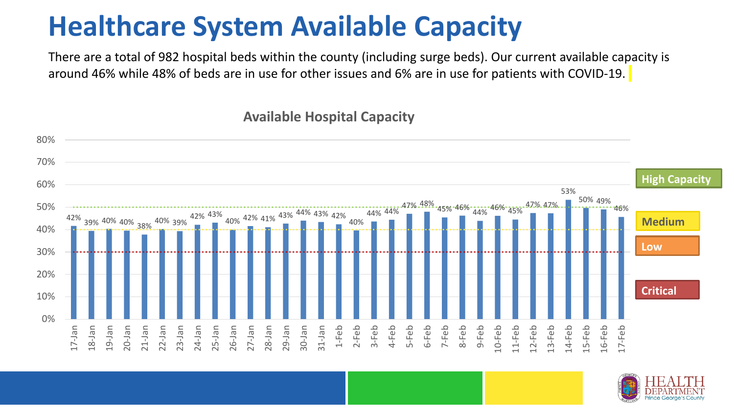# Healthcare System Available Capacity

There are a total of 982 hospital beds within the county (including surge beds). Our current available capacity is around 46% while 48% of beds are in use for other issues and 6% are in use for patients with COVID-19.

Available Hospital Capacity

80%
70%
60%
50%
40%
30%
20%
10%
0%

42% 39% 40% 40% 38% 40% 39% 42% 43% 40% 42% 41% 43% 44% 43% 42% 40% 44% 44% 47% 48% 45% 46% 44% 46% 45% 47% 47% 53% 50% 49% 46%

17-Jan 18-Jan 19-Jan 20-Jan 21-Jan 22-Jan 23-Jan 24-Jan 25-Jan 26-Jan 27-Jan 28-Jan 29-Jan 30-Jan 31-Jan 1-Feb 2-Feb 3-Feb 4-Feb 5-Feb 6-Feb 7-Feb 8-Feb 9-Feb 10-Feb 11-Feb 12-Feb 13-Feb 14-Feb 15-Feb 16-Feb 17-Feb

High Capacity

Medium

Low

Critical

HEALTH DEPARTMENT Prince George's County